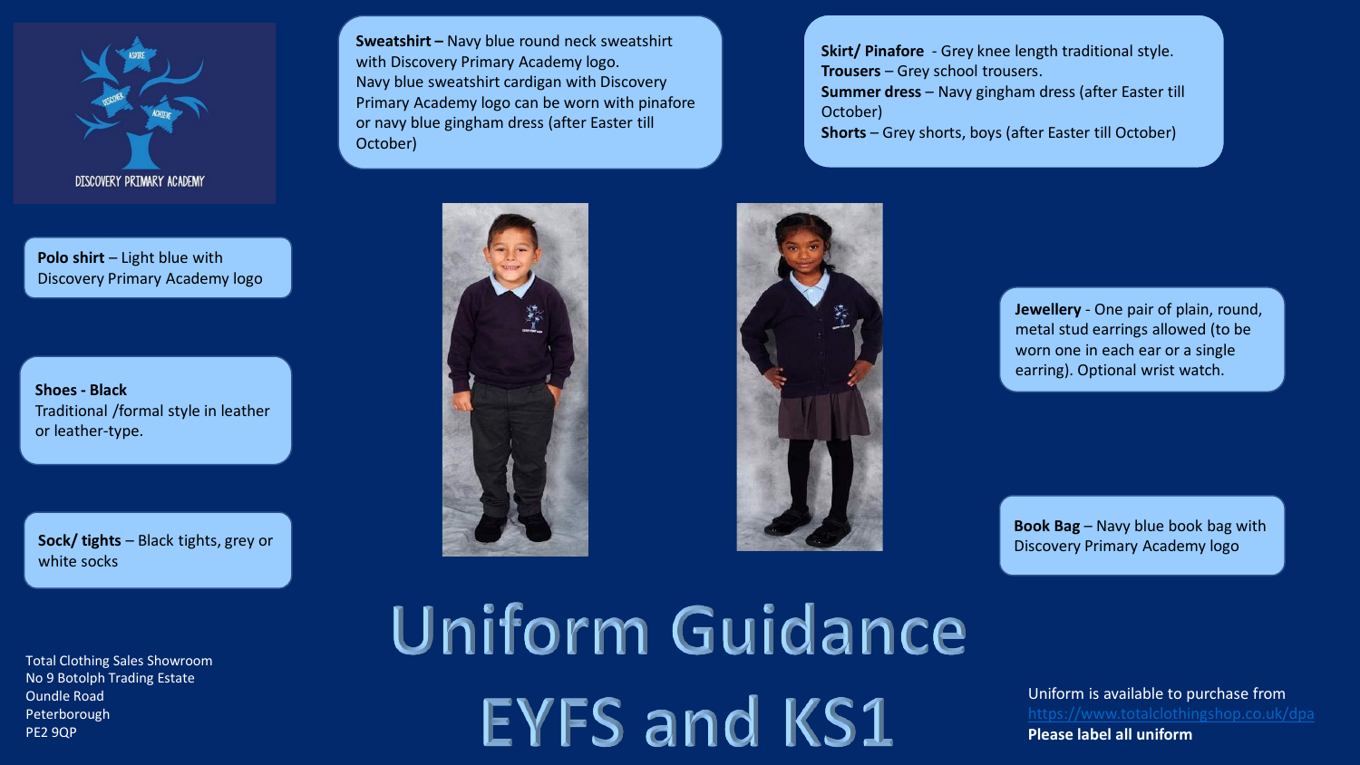# Uniform Guidance EYFS and KS1

**Sweatshirt –** Navy blue round neck sweatshirt with Discovery Primary Academy logo.
Navy blue sweatshirt cardigan with Discovery Primary Academy logo can be worn with pinafore or navy blue gingham dress (after Easter till October)

**Skirt/ Pinafore** - Grey knee length traditional style.
**Trousers** – Grey school trousers.
**Summer dress** – Navy gingham dress (after Easter till October)
**Shorts** – Grey shorts, boys (after Easter till October)

**Polo shirt** – Light blue with Discovery Primary Academy logo

**Shoes - Black**
Traditional /formal style in leather or leather-type.

**Sock/ tights** – Black tights, grey or white socks

**Jewellery** - One pair of plain, round, metal stud earrings allowed (to be worn one in each ear or a single earring). Optional wrist watch.

**Book Bag** – Navy blue book bag with Discovery Primary Academy logo

Total Clothing Sales Showroom
No 9 Botolph Trading Estate
Oundle Road
Peterborough
PE2 9QP

Uniform is available to purchase from
https://www.totalclothingshop.co.uk/dpa
**Please label all uniform**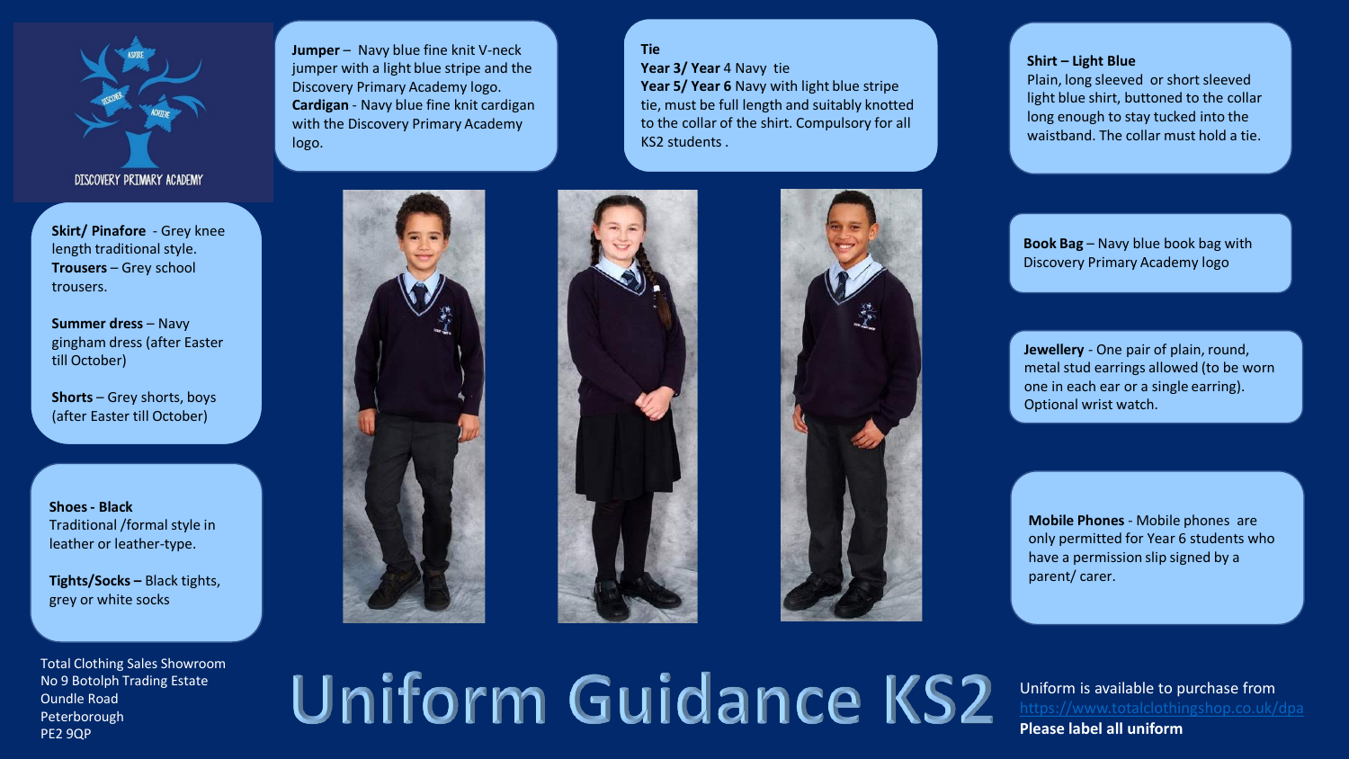# Uniform Guidance KS2

DISCOVERY PRIMARY ACADEMY

**Jumper** – Navy blue fine knit V-neck jumper with a light blue stripe and the Discovery Primary Academy logo.
**Cardigan** - Navy blue fine knit cardigan with the Discovery Primary Academy logo.

**Tie**
**Year 3/ Year** 4 Navy tie
**Year 5/ Year 6** Navy with light blue stripe tie, must be full length and suitably knotted to the collar of the shirt. Compulsory for all KS2 students .

**Shirt – Light Blue**
Plain, long sleeved or short sleeved light blue shirt, buttoned to the collar long enough to stay tucked into the waistband. The collar must hold a tie.

**Skirt/ Pinafore** - Grey knee length traditional style.
**Trousers** – Grey school trousers.

**Summer dress** – Navy gingham dress (after Easter till October)

**Shorts** – Grey shorts, boys (after Easter till October)

**Shoes - Black**
Traditional /formal style in leather or leather-type.

**Tights/Socks –** Black tights, grey or white socks

**Book Bag** – Navy blue book bag with Discovery Primary Academy logo

**Jewellery** - One pair of plain, round, metal stud earrings allowed (to be worn one in each ear or a single earring). Optional wrist watch.

**Mobile Phones** - Mobile phones are only permitted for Year 6 students who have a permission slip signed by a parent/ carer.

Total Clothing Sales Showroom
No 9 Botolph Trading Estate
Oundle Road
Peterborough
PE2 9QP

Uniform is available to purchase from https://www.totalclothingshop.co.uk/dpa
**Please label all uniform**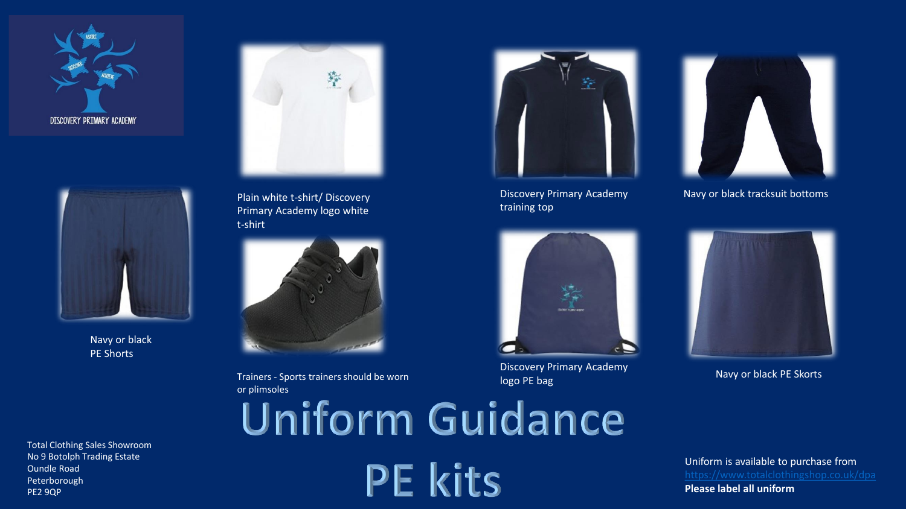# Uniform Guidance

# PE kits

DISCOVERY PRIMARY ACADEMY

Plain white t-shirt/ Discovery Primary Academy logo white t-shirt

Discovery Primary Academy training top

Navy or black tracksuit bottoms

Navy or black PE Shorts

Trainers - Sports trainers should be worn or plimsoles

Discovery Primary Academy logo PE bag

Navy or black PE Skorts

Total Clothing Sales Showroom
No 9 Botolph Trading Estate
Oundle Road
Peterborough
PE2 9QP

Uniform is available to purchase from https://www.totalclothingshop.co.uk/dpa

**Please label all uniform**